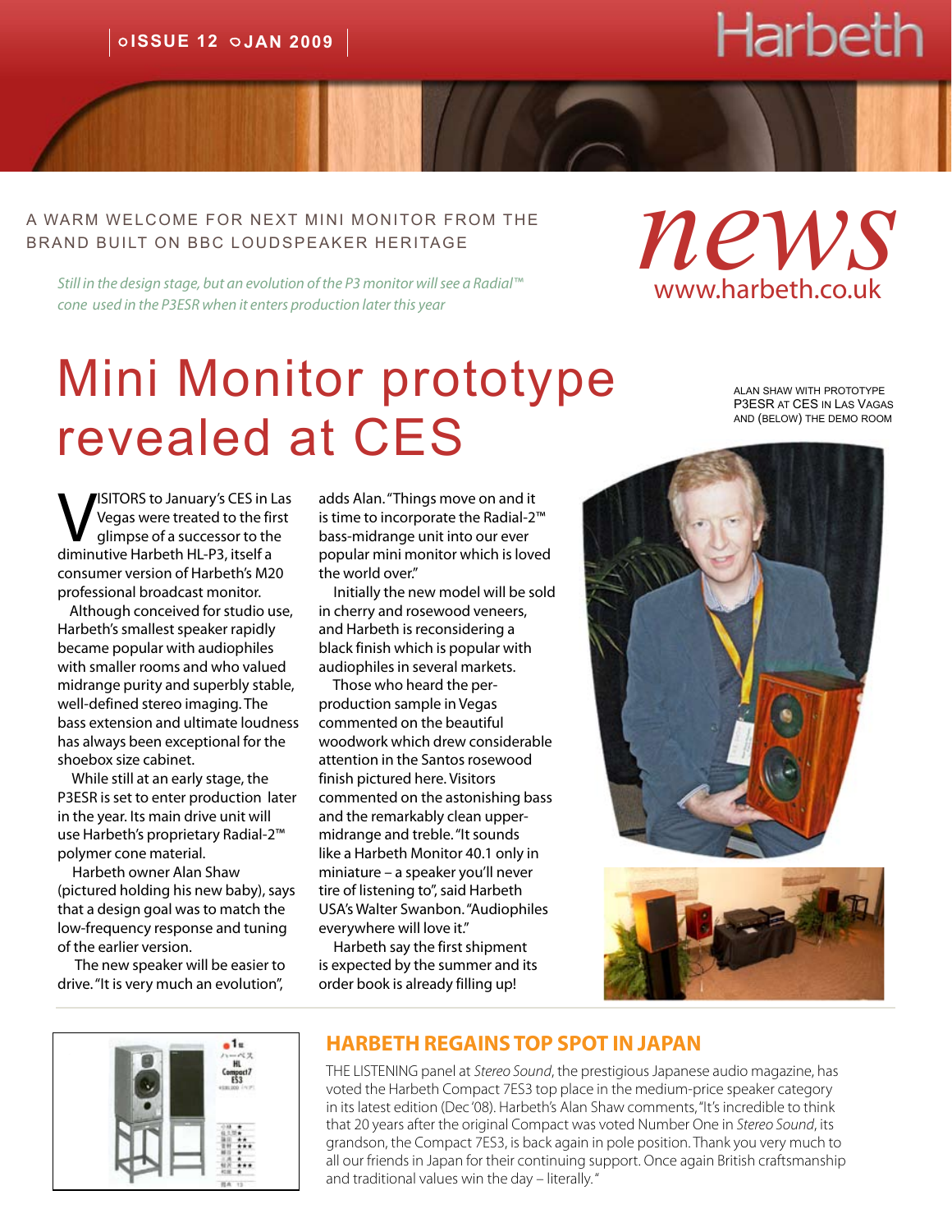# Harbeth news

www.harbeth.co.uk

A WARM WELCOME FOR NEXT MINI MONITOR FROM THE BRAND BUILT ON BBC LOUDSPEAKER HERITAGE

*Still in the design stage, but an evolution of the P3 monitor will see a Radial™ cone used in the P3ESR when it enters production later this year*

# Mini Monitor prototype revealed at CES

ALAN SHAW WITH PROTOTYPE P3ESR AT CES IN LAS VAGAS AND (BELOW) THE DEMO ROOM

VISITORS to January's CES in Las Vegas were treated to the first glimpse of a successor to the diminutive Harbeth HL-P3, itself a consumer version of Harbeth's M20 professional broadcast monitor.

Although conceived for studio use, Harbeth's smallest speaker rapidly became popular with audiophiles with smaller rooms and who valued midrange purity and superbly stable, well-defined stereo imaging. The bass extension and ultimate loudness has always been exceptional for the shoebox size cabinet.

While still at an early stage, the P3ESR is set to enter production later in the year. Its main drive unit will use Harbeth's proprietary Radial-2™ polymer cone material.

Harbeth owner Alan Shaw (pictured holding his new baby), says that a design goal was to match the low-frequency response and tuning of the earlier version.

The new speaker will be easier to drive. "It is very much an evolution", adds Alan. "Things move on and it is time to incorporate the Radial-2™ bass-midrange unit into our ever popular mini monitor which is loved the world over."

Initially the new model will be sold in cherry and rosewood veneers, and Harbeth is reconsidering a black finish which is popular with audiophiles in several markets.

Those who heard the per-production sample in Vegas commented on the beautiful woodwork which drew considerable attention in the Santos rosewood finish pictured here. Visitors commented on the astonishing bass and the remarkably clean upper-midrange and treble. "It sounds like a Harbeth Monitor 40.1 only in miniature – a speaker you'll never tire of listening to", said Harbeth USA's Walter Swanbon. "Audiophiles everywhere will love it."

Harbeth say the first shipment is expected by the summer and its order book is already filling up!

## HARBETH REGAINS TOP SPOT IN JAPAN

THE LISTENING panel at *Stereo Sound*, the prestigious Japanese audio magazine, has voted the Harbeth Compact 7ES3 top place in the medium-price speaker category in its latest edition (Dec '08). Harbeth's Alan Shaw comments, "It's incredible to think that 20 years after the original Compact was voted Number One in *Stereo Sound*, its grandson, the Compact 7ES3, is back again in pole position. Thank you very much to all our friends in Japan for their continuing support. Once again British craftsmanship and traditional values win the day – literally."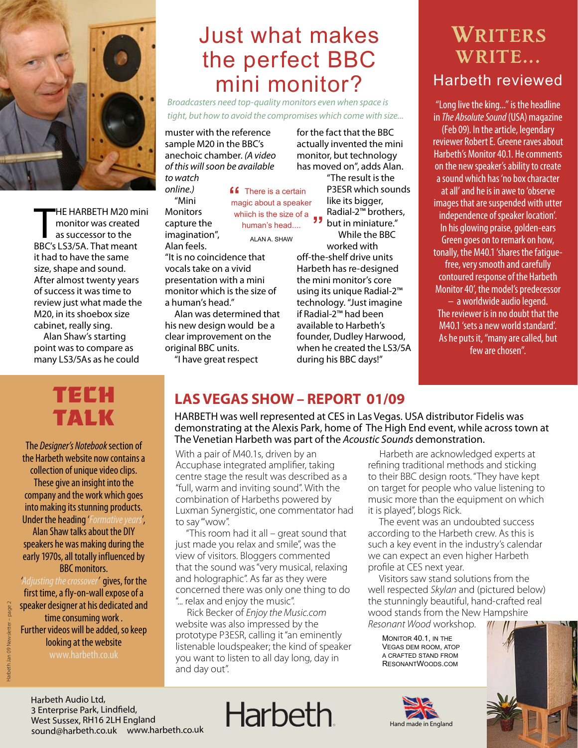# Just what makes the perfect BBC mini monitor?

*Broadcasters need top-quality monitors even when space is tight, but how to avoid the compromises which come with size...*

THE HARBETH M20 mini monitor was created as successor to the BBC's LS3/5A. That meant it had to have the same size, shape and sound. After almost twenty years of success it was time to review just what made the M20, in its shoebox size cabinet, really sing.

Alan Shaw's starting point was to compare as many LS3/5As as he could muster with the reference sample M20 in the BBC's anechoic chamber. *(A video of this will soon be available to watch online.)*

"Mini Monitors capture the imagination", Alan feels. "It is no coincidence that vocals take on a vivid presentation with a mini monitor which is the size of a human's head."

Alan was determined that his new design would be a clear improvement on the original BBC units.

"I have great respect for the fact that the BBC actually invented the mini monitor, but technology has moved on", adds Alan. "The result is the P3ESR which sounds like its bigger, Radial-2™ brothers, but in miniature."

> "There is a certain magic about a speaker whiich is the size of a human's head...."
>
> ALAN A. SHAW

While the BBC worked with off-the-shelf drive units Harbeth has re-designed the mini monitor's core using its unique Radial-2™ technology. "Just imagine if Radial-2™ had been available to Harbeth's founder, Dudley Harwood, when he created the LS3/5A during his BBC days!"

## WRITERS WRITE...

### Harbeth reviewed

"Long live the king..." is the headline in *The Absolute Sound* (USA) magazine (Feb 09). In the article, legendary reviewer Robert E. Greene raves about Harbeth's Monitor 40.1. He comments on the new speaker's ability to create a sound which has 'no box character at all' and he is in awe to 'observe images that are suspended with utter independence of speaker location'. In his glowing praise, golden-ears Green goes on to remark on how, tonally, the M40.1 'shares the fatigue-free, very smooth and carefully contoured response of the Harbeth Monitor 40', the model's predecessor – a worldwide audio legend. The reviewer is in no doubt that the M40.1 'sets a new world standard'. As he puts it, "many are called, but few are chosen".

## TECH TALK

The *Designer's Notebook* section of the Harbeth website now contains a collection of unique video clips. These give an insight into the company and the work which goes into making its stunning products. Under the heading '*Formative years*', Alan Shaw talks about the DIY speakers he was making during the early 1970s, all totally influenced by BBC monitors.

'*Adjusting the crossover*' gives, for the first time, a fly-on-wall expose of a speaker designer at his dedicated and time consuming work . Further videos will be added, so keep looking at the website www.harbeth.co.uk

## LAS VEGAS SHOW – REPORT 01/09

HARBETH was well represented at CES in Las Vegas. USA distributor Fidelis was demonstrating at the Alexis Park, home of The High End event, while across town at The Venetian Harbeth was part of the *Acoustic Sounds* demonstration.

With a pair of M40.1s, driven by an Accuphase integrated amplifier, taking centre stage the result was described as a "full, warm and inviting sound". With the combination of Harbeths powered by Luxman Synergistic, one commentator had to say "'wow".

"This room had it all – great sound that just made you relax and smile", was the view of visitors. Bloggers commented that the sound was "very musical, relaxing and holographic". As far as they were concerned there was only one thing to do "... relax and enjoy the music".

Rick Becker of *Enjoy the Music.com* website was also impressed by the prototype P3ESR, calling it "an eminently listenable loudspeaker; the kind of speaker you want to listen to all day long, day in and day out".

Harbeth are acknowledged experts at refining traditional methods and sticking to their BBC design roots. "They have kept on target for people who value listening to music more than the equipment on which it is played", blogs Rick.

The event was an undoubted success according to the Harbeth crew. As this is such a key event in the industry's calendar we can expect an even higher Harbeth profile at CES next year.

Visitors saw stand solutions from the well respected *Skylan* and (pictured below) the stunningly beautiful, hand-crafted real wood stands from the New Hampshire *Resonant Wood* workshop.

Monitor 40.1, in the Vegas dem room, atop a crafted stand from ResonantWoods.com

Harbeth Audio Ltd,
3 Enterprise Park, Lindfield,
West Sussex, RH16 2LH England
sound@harbeth.co.uk www.harbeth.co.uk

Harbeth

Hand made in England